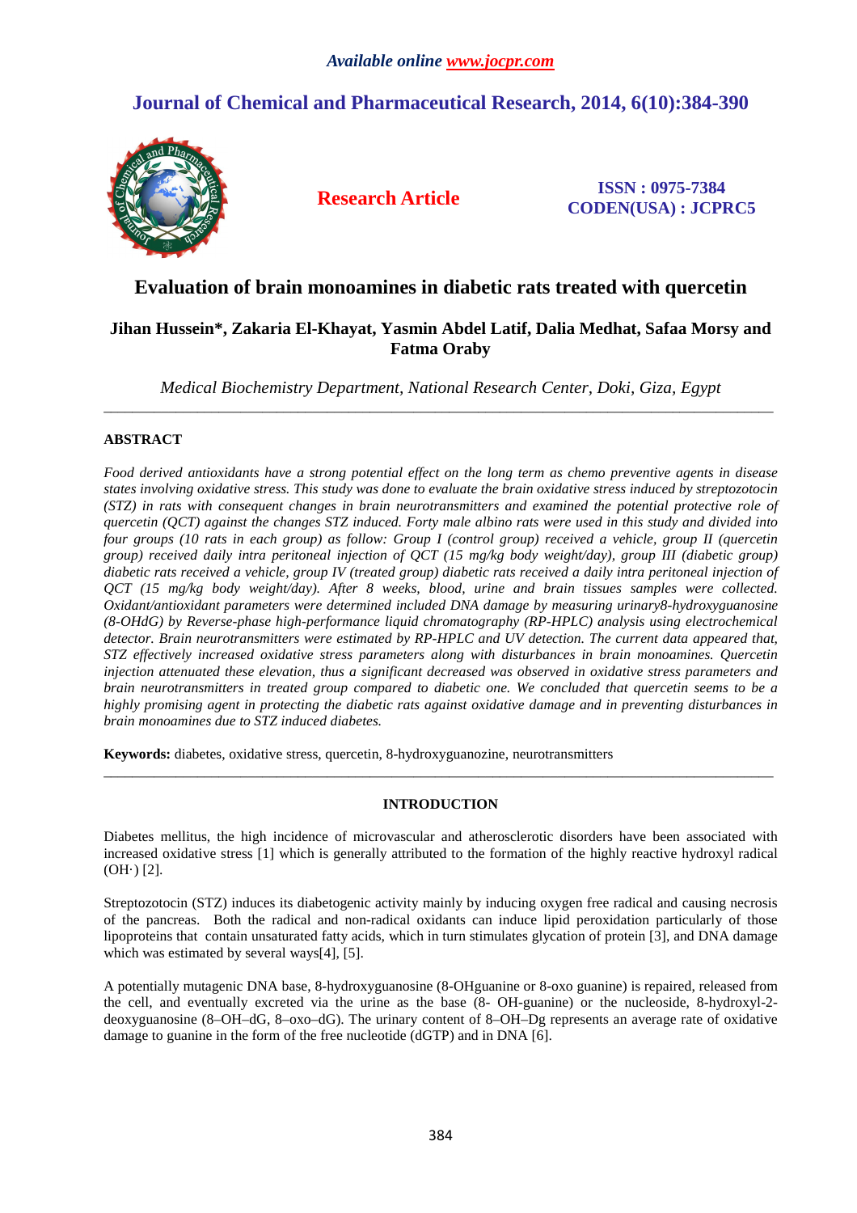# Evaluation of brain monoamines in diabetic rats treated with quercetin

**Jihan Hussein*, Zakaria El-Khayat, Yasmin Abdel Latif, Dalia Medhat, Safaa Morsy and Fatma Oraby**

*Medical Biochemistry Department, National Research Center, Doki, Giza, Egypt*

---

## ABSTRACT

*Food derived antioxidants have a strong potential effect on the long term as chemo preventive agents in disease states involving oxidative stress. This study was done to evaluate the brain oxidative stress induced by streptozotocin (STZ) in rats with consequent changes in brain neurotransmitters and examined the potential protective role of quercetin (QCT) against the changes STZ induced. Forty male albino rats were used in this study and divided into four groups (10 rats in each group) as follow: Group I (control group) received a vehicle, group II (quercetin group) received daily intra peritoneal injection of QCT (15 mg/kg body weight/day), group III (diabetic group) diabetic rats received a vehicle, group IV (treated group) diabetic rats received a daily intra peritoneal injection of QCT (15 mg/kg body weight/day). After 8 weeks, blood, urine and brain tissues samples were collected. Oxidant/antioxidant parameters were determined included DNA damage by measuring urinary8-hydroxyguanosine (8-OHdG) by Reverse-phase high-performance liquid chromatography (RP-HPLC) analysis using electrochemical detector. Brain neurotransmitters were estimated by RP-HPLC and UV detection. The current data appeared that, STZ effectively increased oxidative stress parameters along with disturbances in brain monoamines. Quercetin injection attenuated these elevation, thus a significant decreased was observed in oxidative stress parameters and brain neurotransmitters in treated group compared to diabetic one. We concluded that quercetin seems to be a highly promising agent in protecting the diabetic rats against oxidative damage and in preventing disturbances in brain monoamines due to STZ induced diabetes.*

**Keywords:** diabetes, oxidative stress, quercetin, 8-hydroxyguanozine, neurotransmitters

---

## INTRODUCTION

Diabetes mellitus, the high incidence of microvascular and atherosclerotic disorders have been associated with increased oxidative stress [1] which is generally attributed to the formation of the highly reactive hydroxyl radical (OH·) [2].

Streptozotocin (STZ) induces its diabetogenic activity mainly by inducing oxygen free radical and causing necrosis of the pancreas. Both the radical and non-radical oxidants can induce lipid peroxidation particularly of those lipoproteins that contain unsaturated fatty acids, which in turn stimulates glycation of protein [3], and DNA damage which was estimated by several ways[4], [5].

A potentially mutagenic DNA base, 8-hydroxyguanosine (8-OHguanine or 8-oxo guanine) is repaired, released from the cell, and eventually excreted via the urine as the base (8- OH-guanine) or the nucleoside, 8-hydroxyl-2-deoxyguanosine (8–OH–dG, 8–oxo–dG). The urinary content of 8–OH–Dg represents an average rate of oxidative damage to guanine in the form of the free nucleotide (dGTP) and in DNA [6].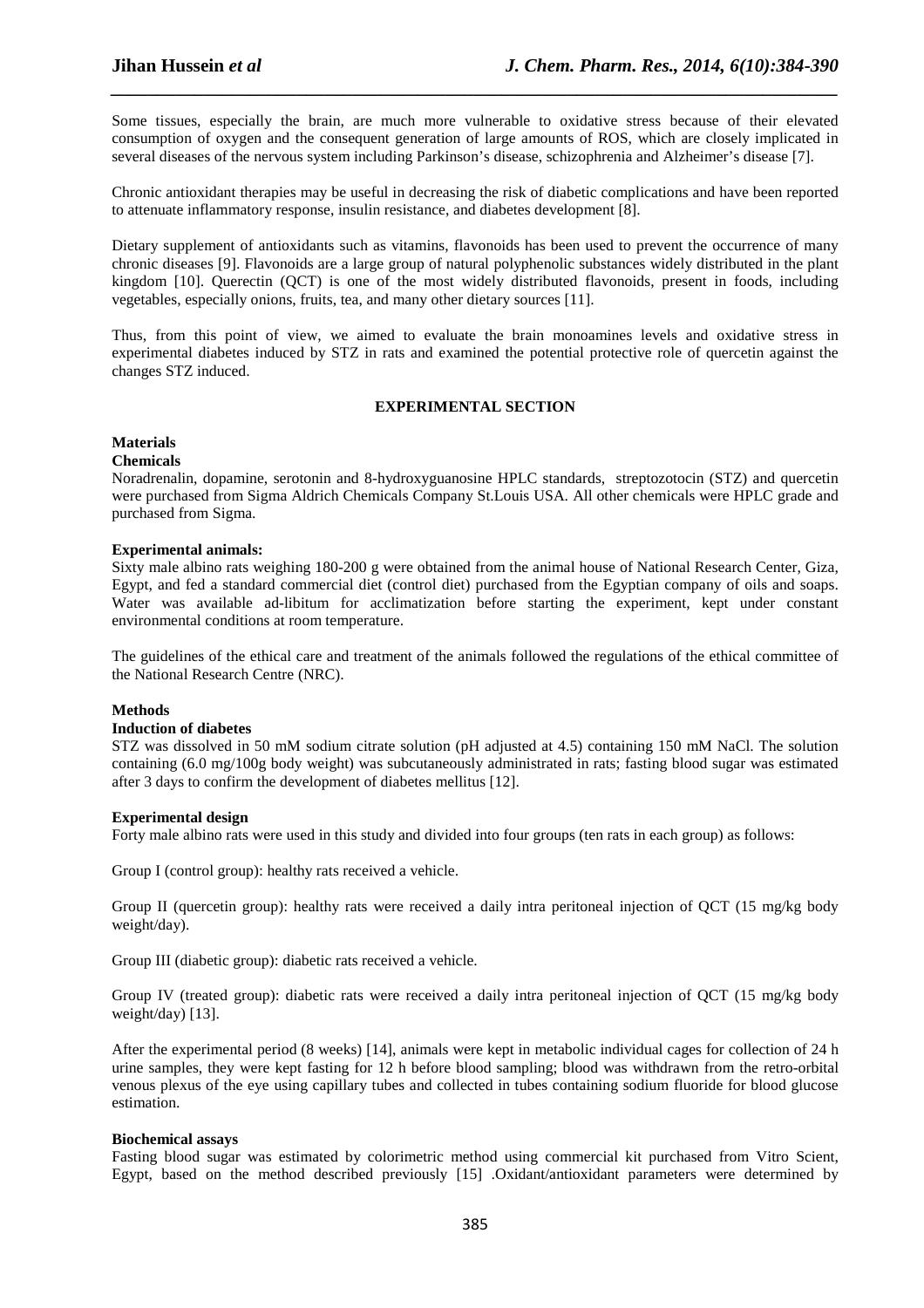Some tissues, especially the brain, are much more vulnerable to oxidative stress because of their elevated consumption of oxygen and the consequent generation of large amounts of ROS, which are closely implicated in several diseases of the nervous system including Parkinson's disease, schizophrenia and Alzheimer's disease [7].

Chronic antioxidant therapies may be useful in decreasing the risk of diabetic complications and have been reported to attenuate inflammatory response, insulin resistance, and diabetes development [8].

Dietary supplement of antioxidants such as vitamins, flavonoids has been used to prevent the occurrence of many chronic diseases [9]. Flavonoids are a large group of natural polyphenolic substances widely distributed in the plant kingdom [10]. Querectin (QCT) is one of the most widely distributed flavonoids, present in foods, including vegetables, especially onions, fruits, tea, and many other dietary sources [11].

Thus, from this point of view, we aimed to evaluate the brain monoamines levels and oxidative stress in experimental diabetes induced by STZ in rats and examined the potential protective role of quercetin against the changes STZ induced.

## EXPERIMENTAL SECTION

### Materials

**Chemicals**

Noradrenalin, dopamine, serotonin and 8-hydroxyguanosine HPLC standards, streptozotocin (STZ) and quercetin were purchased from Sigma Aldrich Chemicals Company St.Louis USA. All other chemicals were HPLC grade and purchased from Sigma.

**Experimental animals:**

Sixty male albino rats weighing 180-200 g were obtained from the animal house of National Research Center, Giza, Egypt, and fed a standard commercial diet (control diet) purchased from the Egyptian company of oils and soaps. Water was available ad-libitum for acclimatization before starting the experiment, kept under constant environmental conditions at room temperature.

The guidelines of the ethical care and treatment of the animals followed the regulations of the ethical committee of the National Research Centre (NRC).

### Methods

**Induction of diabetes**

STZ was dissolved in 50 mM sodium citrate solution (pH adjusted at 4.5) containing 150 mM NaCl. The solution containing (6.0 mg/100g body weight) was subcutaneously administrated in rats; fasting blood sugar was estimated after 3 days to confirm the development of diabetes mellitus [12].

**Experimental design**

Forty male albino rats were used in this study and divided into four groups (ten rats in each group) as follows:

Group I (control group): healthy rats received a vehicle.

Group II (quercetin group): healthy rats were received a daily intra peritoneal injection of QCT (15 mg/kg body weight/day).

Group III (diabetic group): diabetic rats received a vehicle.

Group IV (treated group): diabetic rats were received a daily intra peritoneal injection of QCT (15 mg/kg body weight/day) [13].

After the experimental period (8 weeks) [14], animals were kept in metabolic individual cages for collection of 24 h urine samples, they were kept fasting for 12 h before blood sampling; blood was withdrawn from the retro-orbital venous plexus of the eye using capillary tubes and collected in tubes containing sodium fluoride for blood glucose estimation.

**Biochemical assays**

Fasting blood sugar was estimated by colorimetric method using commercial kit purchased from Vitro Scient, Egypt, based on the method described previously [15] .Oxidant/antioxidant parameters were determined by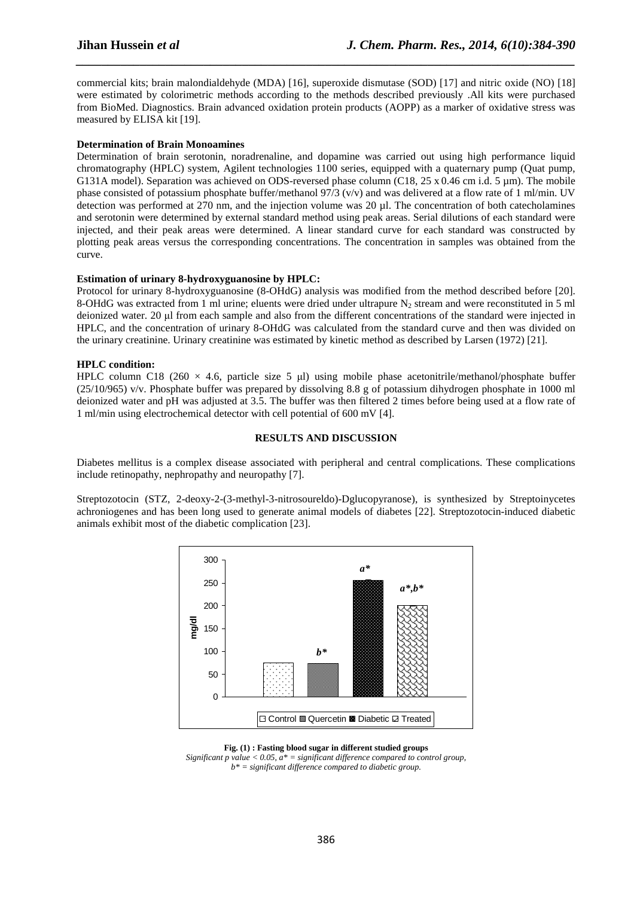commercial kits; brain malondialdehyde (MDA) [16], superoxide dismutase (SOD) [17] and nitric oxide (NO) [18] were estimated by colorimetric methods according to the methods described previously .All kits were purchased from BioMed. Diagnostics. Brain advanced oxidation protein products (AOPP) as a marker of oxidative stress was measured by ELISA kit [19].

**Determination of Brain Monoamines**

Determination of brain serotonin, noradrenaline, and dopamine was carried out using high performance liquid chromatography (HPLC) system, Agilent technologies 1100 series, equipped with a quaternary pump (Quat pump, G131A model). Separation was achieved on ODS-reversed phase column (C18, 25 x 0.46 cm i.d. 5 µm). The mobile phase consisted of potassium phosphate buffer/methanol 97/3 (v/v) and was delivered at a flow rate of 1 ml/min. UV detection was performed at 270 nm, and the injection volume was 20 µl. The concentration of both catecholamines and serotonin were determined by external standard method using peak areas. Serial dilutions of each standard were injected, and their peak areas were determined. A linear standard curve for each standard was constructed by plotting peak areas versus the corresponding concentrations. The concentration in samples was obtained from the curve.

**Estimation of urinary 8-hydroxyguanosine by HPLC:**

Protocol for urinary 8-hydroxyguanosine (8-OHdG) analysis was modified from the method described before [20]. 8-OHdG was extracted from 1 ml urine; eluents were dried under ultrapure $N_2$ stream and were reconstituted in 5 ml deionized water. 20 µl from each sample and also from the different concentrations of the standard were injected in HPLC, and the concentration of urinary 8-OHdG was calculated from the standard curve and then was divided on the urinary creatinine. Urinary creatinine was estimated by kinetic method as described by Larsen (1972) [21].

**HPLC condition:**

HPLC column C18 ($260 \times 4.6$, particle size 5 µl) using mobile phase acetonitrile/methanol/phosphate buffer (25/10/965) v/v. Phosphate buffer was prepared by dissolving 8.8 g of potassium dihydrogen phosphate in 1000 ml deionized water and pH was adjusted at 3.5. The buffer was then filtered 2 times before being used at a flow rate of 1 ml/min using electrochemical detector with cell potential of 600 mV [4].

## RESULTS AND DISCUSSION

Diabetes mellitus is a complex disease associated with peripheral and central complications. These complications include retinopathy, nephropathy and neuropathy [7].

Streptozotocin (STZ, 2-deoxy-2-(3-methyl-3-nitrosoureldo)-Dglucopyranose), is synthesized by Streptoinycetes achroniogenes and has been long used to generate animal models of diabetes [22]. Streptozotocin-induced diabetic animals exhibit most of the diabetic complication [23].

**Fig. (1) : Fasting blood sugar in different studied groups**

*Significant p value < 0.05, a\* = significant difference compared to control group, b\* = significant difference compared to diabetic group.*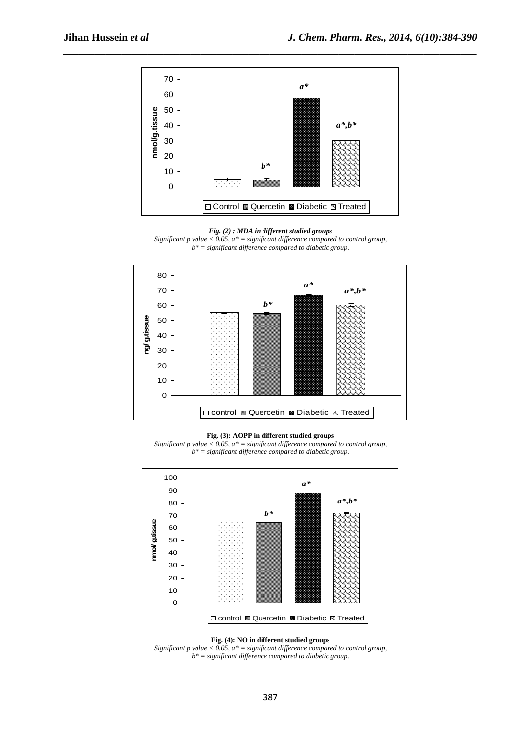*Fig. (2) : MDA in different studied groups*
*Significant p value < 0.05, a* = significant difference compared to control group,*
*b* = significant difference compared to diabetic group.*

**Fig. (3): AOPP in different studied groups**
*Significant p value < 0.05, a* = significant difference compared to control group,*
*b* = significant difference compared to diabetic group.*

**Fig. (4): NO in different studied groups**
*Significant p value < 0.05, a* = significant difference compared to control group,*
*b* = significant difference compared to diabetic group.*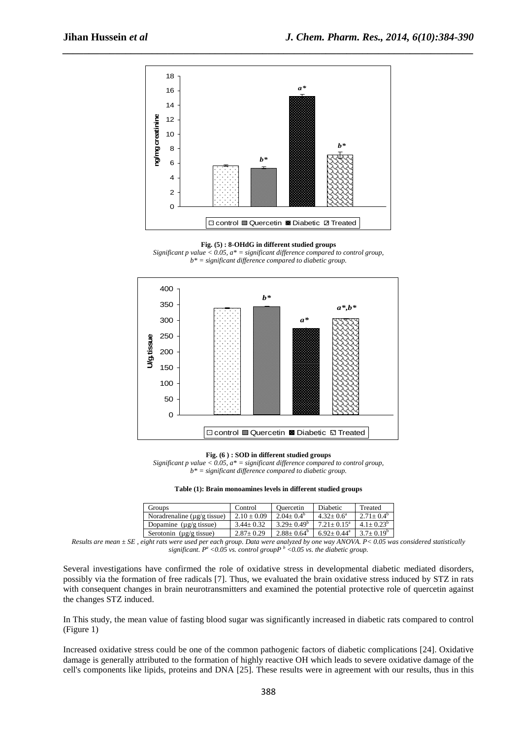**Fig. (5) : 8-OHdG in different studied groups**

*Significant p value < 0.05, a* = significant difference compared to control group, b* = significant difference compared to diabetic group.*

**Fig. (6 ) : SOD in different studied groups**

*Significant p value < 0.05, a* = significant difference compared to control group, b* = significant difference compared to diabetic group.*

**Table (1): Brain monoamines levels in different studied groups**

| Groups | Control | Quercetin | Diabetic | Treated |
|---|---|---|---|---|
| Noradrenaline (μg/g tissue) | 2.10 ± 0.09 | $2.04 \pm 0.4^{b}$ | $4.32 \pm 0.6^{a}$ | $2.71 \pm 0.4^{b}$ |
| Dopamine (μg/g tissue) | 3.44± 0.32 | $3.29 \pm 0.49^{b}$ | $7.21 \pm 0.15^{a}$ | $4.1 \pm 0.23^{b}$ |
| Serotonin (μg/g tissue) | 2.87± 0.29 | $2.88 \pm 0.64^{b}$ | $6.92 \pm 0.44^{a}$ | $3.7 \pm 0.19^{b}$ |

*Results are mean ± SE , eight rats were used per each group. Data were analyzed by one way ANOVA. P< 0.05 was considered statistically significant. $P^{a}$ <0.05 vs. control group$P^{b}$ <0.05 vs. the diabetic group.*

Several investigations have confirmed the role of oxidative stress in developmental diabetic mediated disorders, possibly via the formation of free radicals [7]. Thus, we evaluated the brain oxidative stress induced by STZ in rats with consequent changes in brain neurotransmitters and examined the potential protective role of quercetin against the changes STZ induced.

In This study, the mean value of fasting blood sugar was significantly increased in diabetic rats compared to control (Figure 1)

Increased oxidative stress could be one of the common pathogenic factors of diabetic complications [24]. Oxidative damage is generally attributed to the formation of highly reactive OH which leads to severe oxidative damage of the cell's components like lipids, proteins and DNA [25]. These results were in agreement with our results, thus in this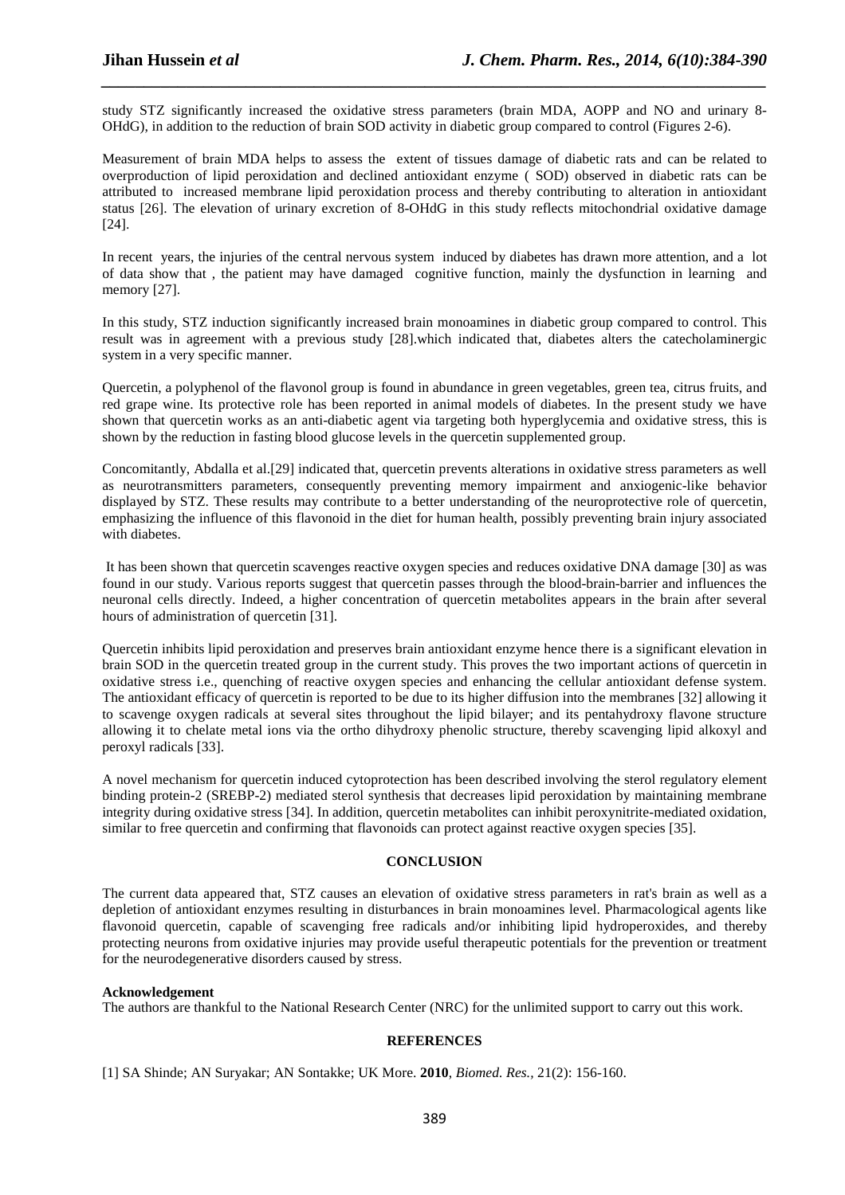study STZ significantly increased the oxidative stress parameters (brain MDA, AOPP and NO and urinary 8-OHdG), in addition to the reduction of brain SOD activity in diabetic group compared to control (Figures 2-6).

Measurement of brain MDA helps to assess the extent of tissues damage of diabetic rats and can be related to overproduction of lipid peroxidation and declined antioxidant enzyme ( SOD) observed in diabetic rats can be attributed to increased membrane lipid peroxidation process and thereby contributing to alteration in antioxidant status [26]. The elevation of urinary excretion of 8-OHdG in this study reflects mitochondrial oxidative damage [24].

In recent years, the injuries of the central nervous system induced by diabetes has drawn more attention, and a lot of data show that , the patient may have damaged cognitive function, mainly the dysfunction in learning and memory [27].

In this study, STZ induction significantly increased brain monoamines in diabetic group compared to control. This result was in agreement with a previous study [28].which indicated that, diabetes alters the catecholaminergic system in a very specific manner.

Quercetin, a polyphenol of the flavonol group is found in abundance in green vegetables, green tea, citrus fruits, and red grape wine. Its protective role has been reported in animal models of diabetes. In the present study we have shown that quercetin works as an anti-diabetic agent via targeting both hyperglycemia and oxidative stress, this is shown by the reduction in fasting blood glucose levels in the quercetin supplemented group.

Concomitantly, Abdalla et al.[29] indicated that, quercetin prevents alterations in oxidative stress parameters as well as neurotransmitters parameters, consequently preventing memory impairment and anxiogenic-like behavior displayed by STZ. These results may contribute to a better understanding of the neuroprotective role of quercetin, emphasizing the influence of this flavonoid in the diet for human health, possibly preventing brain injury associated with diabetes.

It has been shown that quercetin scavenges reactive oxygen species and reduces oxidative DNA damage [30] as was found in our study. Various reports suggest that quercetin passes through the blood-brain-barrier and influences the neuronal cells directly. Indeed, a higher concentration of quercetin metabolites appears in the brain after several hours of administration of quercetin [31].

Quercetin inhibits lipid peroxidation and preserves brain antioxidant enzyme hence there is a significant elevation in brain SOD in the quercetin treated group in the current study. This proves the two important actions of quercetin in oxidative stress i.e., quenching of reactive oxygen species and enhancing the cellular antioxidant defense system. The antioxidant efficacy of quercetin is reported to be due to its higher diffusion into the membranes [32] allowing it to scavenge oxygen radicals at several sites throughout the lipid bilayer; and its pentahydroxy flavone structure allowing it to chelate metal ions via the ortho dihydroxy phenolic structure, thereby scavenging lipid alkoxyl and peroxyl radicals [33].

A novel mechanism for quercetin induced cytoprotection has been described involving the sterol regulatory element binding protein-2 (SREBP-2) mediated sterol synthesis that decreases lipid peroxidation by maintaining membrane integrity during oxidative stress [34]. In addition, quercetin metabolites can inhibit peroxynitrite-mediated oxidation, similar to free quercetin and confirming that flavonoids can protect against reactive oxygen species [35].

## CONCLUSION

The current data appeared that, STZ causes an elevation of oxidative stress parameters in rat's brain as well as a depletion of antioxidant enzymes resulting in disturbances in brain monoamines level. Pharmacological agents like flavonoid quercetin, capable of scavenging free radicals and/or inhibiting lipid hydroperoxides, and thereby protecting neurons from oxidative injuries may provide useful therapeutic potentials for the prevention or treatment for the neurodegenerative disorders caused by stress.

**Acknowledgement**

The authors are thankful to the National Research Center (NRC) for the unlimited support to carry out this work.

## REFERENCES

[1] SA Shinde; AN Suryakar; AN Sontakke; UK More. **2010**, *Biomed. Res.*, 21(2): 156-160.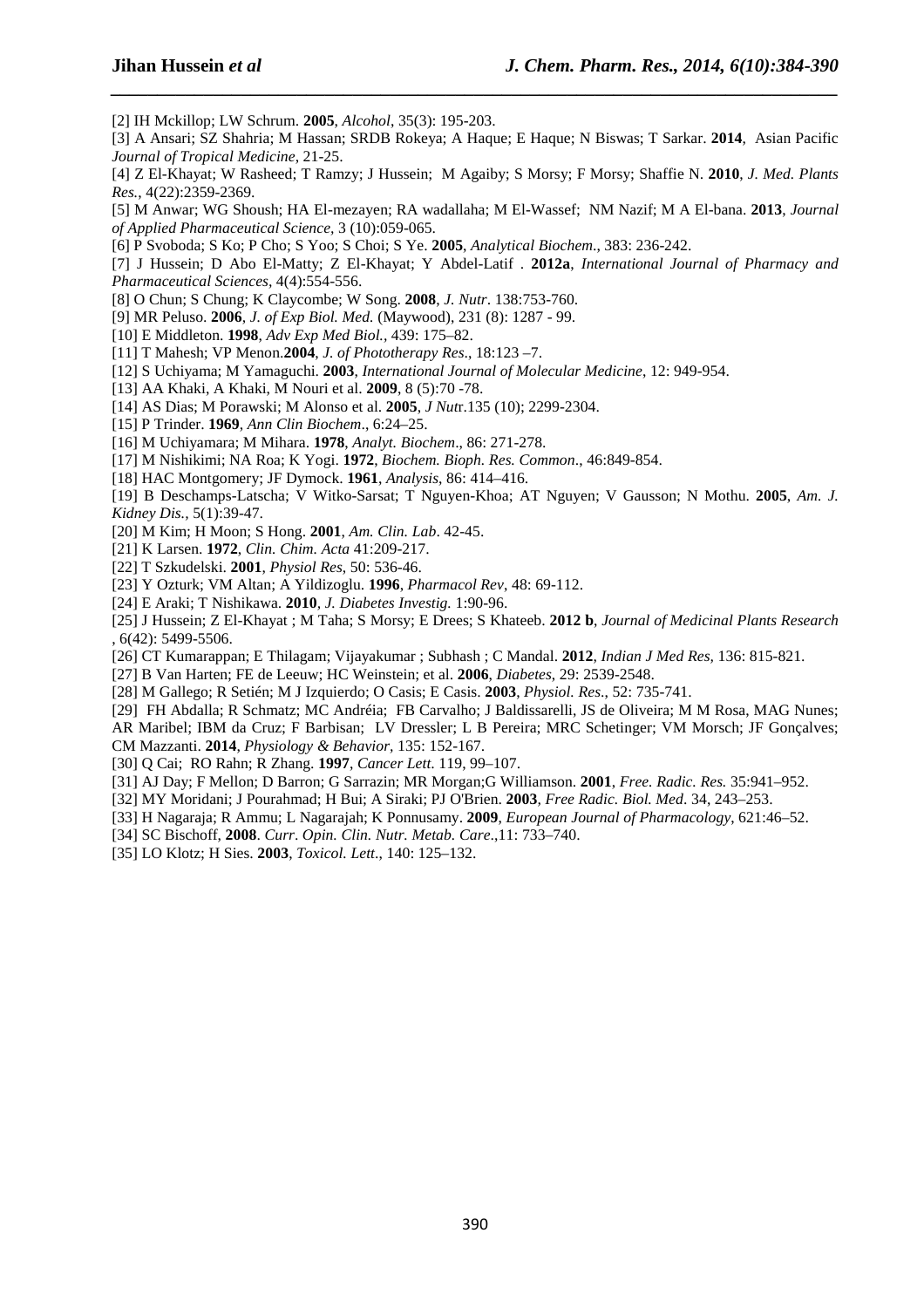[2] IH Mckillop; LW Schrum. **2005**, *Alcohol*, 35(3): 195-203.

[3] A Ansari; SZ Shahria; M Hassan; SRDB Rokeya; A Haque; E Haque; N Biswas; T Sarkar. **2014**, Asian Pacific *Journal of Tropical Medicine*, 21-25.

[4] Z El-Khayat; W Rasheed; T Ramzy; J Hussein; M Agaiby; S Morsy; F Morsy; Shaffie N. **2010**, *J. Med. Plants Res.*, 4(22):2359-2369.

[5] M Anwar; WG Shoush; HA El-mezayen; RA wadallaha; M El-Wassef; NM Nazif; M A El-bana. **2013**, *Journal of Applied Pharmaceutical Science*, 3 (10):059-065.

[6] P Svoboda; S Ko; P Cho; S Yoo; S Choi; S Ye. **2005**, *Analytical Biochem*., 383: 236-242.

[7] J Hussein; D Abo El-Matty; Z El-Khayat; Y Abdel-Latif . **2012a**, *International Journal of Pharmacy and Pharmaceutical Sciences*, 4(4):554-556.

[8] O Chun; S Chung; K Claycombe; W Song. **2008**, *J. Nutr*. 138:753-760.

[9] MR Peluso. **2006**, *J. of Exp Biol. Med.* (Maywood), 231 (8): 1287 - 99.

[10] E Middleton. **1998**, *Adv Exp Med Biol.*, 439: 175–82.

[11] T Mahesh; VP Menon.**2004**, *J. of Phototherapy Res*., 18:123 –7.

[12] S Uchiyama; M Yamaguchi. **2003**, *International Journal of Molecular Medicine*, 12: 949-954.

[13] AA Khaki, A Khaki, M Nouri et al. **2009**, 8 (5):70 -78.

[14] AS Dias; M Porawski; M Alonso et al. **2005**, *J Nut*r.135 (10); 2299-2304.

[15] P Trinder. **1969**, *Ann Clin Biochem*., 6:24–25.

[16] M Uchiyamara; M Mihara. **1978**, *Analyt. Biochem*., 86: 271-278.

[17] M Nishikimi; NA Roa; K Yogi. **1972**, *Biochem. Bioph. Res. Common*., 46:849-854.

[18] HAC Montgomery; JF Dymock. **1961**, *Analysis*, 86: 414–416.

[19] B Deschamps-Latscha; V Witko-Sarsat; T Nguyen-Khoa; AT Nguyen; V Gausson; N Mothu. **2005**, *Am. J. Kidney Dis.*, 5(1):39-47.

[20] M Kim; H Moon; S Hong. **2001**, *Am. Clin. Lab*. 42-45.

[21] K Larsen. **1972**, *Clin. Chim. Acta* 41:209-217.

[22] T Szkudelski. **2001**, *Physiol Res*, 50: 536-46.

[23] Y Ozturk; VM Altan; A Yildizoglu. **1996**, *Pharmacol Rev*, 48: 69-112.

[24] E Araki; T Nishikawa. **2010**, *J. Diabetes Investig.* 1:90-96.

[25] J Hussein; Z El-Khayat ; M Taha; S Morsy; E Drees; S Khateeb. **2012 b**, *Journal of Medicinal Plants Research* , 6(42): 5499-5506.

[26] CT Kumarappan; E Thilagam; Vijayakumar ; Subhash ; C Mandal. **2012**, *Indian J Med Res*, 136: 815-821.

[27] B Van Harten; FE de Leeuw; HC Weinstein; et al. **2006**, *Diabetes*, 29: 2539-2548.

[28] M Gallego; R Setién; M J Izquierdo; O Casis; E Casis. **2003**, *Physiol. Res*., 52: 735-741.

[29] FH Abdalla; R Schmatz; MC Andréia; FB Carvalho; J Baldissarelli, JS de Oliveira; M M Rosa, MAG Nunes; AR Maribel; IBM da Cruz; F Barbisan; LV Dressler; L B Pereira; MRC Schetinger; VM Morsch; JF Gonçalves; CM Mazzanti. **2014**, *Physiology & Behavior*, 135: 152-167.

[30] Q Cai; RO Rahn; R Zhang. **1997**, *Cancer Lett.* 119, 99–107.

[31] AJ Day; F Mellon; D Barron; G Sarrazin; MR Morgan;G Williamson. **2001**, *Free. Radic. Res.* 35:941–952.

[32] MY Moridani; J Pourahmad; H Bui; A Siraki; PJ O'Brien. **2003**, *Free Radic. Biol. Med*. 34, 243–253.

[33] H Nagaraja; R Ammu; L Nagarajah; K Ponnusamy. **2009**, *European Journal of Pharmacology*, 621:46–52.

[34] SC Bischoff, **2008**. *Curr. Opin. Clin. Nutr. Metab. Care*.,11: 733–740.

[35] LO Klotz; H Sies. **2003**, *Toxicol. Lett*., 140: 125–132.